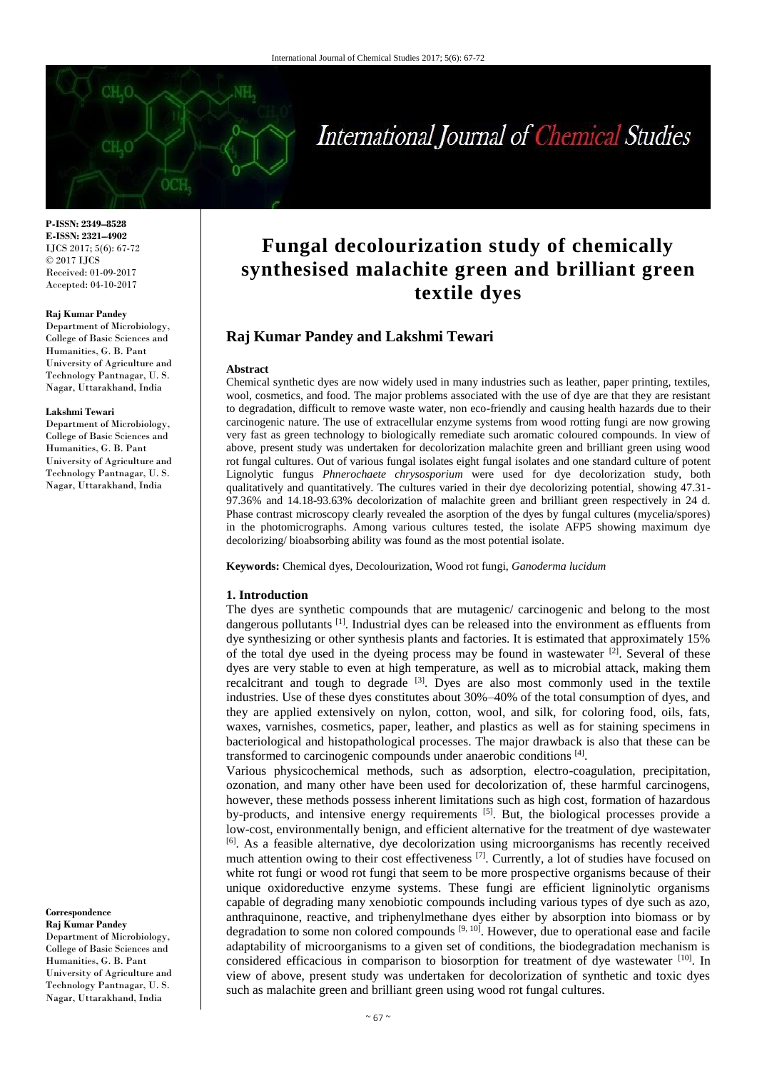**P-ISSN: 2349–8528**
**E-ISSN: 2321–4902**
IJCS 2017; 5(6): 67-72
© 2017 IJCS
Received: 01-09-2017
Accepted: 04-10-2017

**Raj Kumar Pandey**
Department of Microbiology, College of Basic Sciences and Humanities, G. B. Pant University of Agriculture and Technology Pantnagar, U. S. Nagar, Uttarakhand, India

**Lakshmi Tewari**
Department of Microbiology, College of Basic Sciences and Humanities, G. B. Pant University of Agriculture and Technology Pantnagar, U. S. Nagar, Uttarakhand, India

**Correspondence**
**Raj Kumar Pandey**
Department of Microbiology, College of Basic Sciences and Humanities, G. B. Pant University of Agriculture and Technology Pantnagar, U. S. Nagar, Uttarakhand, India

# Fungal decolourization study of chemically synthesised malachite green and brilliant green textile dyes

## Raj Kumar Pandey and Lakshmi Tewari

### Abstract

Chemical synthetic dyes are now widely used in many industries such as leather, paper printing, textiles, wool, cosmetics, and food. The major problems associated with the use of dye are that they are resistant to degradation, difficult to remove waste water, non eco-friendly and causing health hazards due to their carcinogenic nature. The use of extracellular enzyme systems from wood rotting fungi are now growing very fast as green technology to biologically remediate such aromatic coloured compounds. In view of above, present study was undertaken for decolorization malachite green and brilliant green using wood rot fungal cultures. Out of various fungal isolates eight fungal isolates and one standard culture of potent Lignolytic fungus *Phnerochaete chrysosporium* were used for dye decolorization study, both qualitatively and quantitatively. The cultures varied in their dye decolorizing potential, showing 47.31-97.36% and 14.18-93.63% decolorization of malachite green and brilliant green respectively in 24 d. Phase contrast microscopy clearly revealed the asorption of the dyes by fungal cultures (mycelia/spores) in the photomicrographs. Among various cultures tested, the isolate AFP5 showing maximum dye decolorizing/ bioabsorbing ability was found as the most potential isolate.

**Keywords:** Chemical dyes, Decolourization, Wood rot fungi, *Ganoderma lucidum*

### 1. Introduction

The dyes are synthetic compounds that are mutagenic/ carcinogenic and belong to the most dangerous pollutants [1]. Industrial dyes can be released into the environment as effluents from dye synthesizing or other synthesis plants and factories. It is estimated that approximately 15% of the total dye used in the dyeing process may be found in wastewater [2]. Several of these dyes are very stable to even at high temperature, as well as to microbial attack, making them recalcitrant and tough to degrade [3]. Dyes are also most commonly used in the textile industries. Use of these dyes constitutes about 30%–40% of the total consumption of dyes, and they are applied extensively on nylon, cotton, wool, and silk, for coloring food, oils, fats, waxes, varnishes, cosmetics, paper, leather, and plastics as well as for staining specimens in bacteriological and histopathological processes. The major drawback is also that these can be transformed to carcinogenic compounds under anaerobic conditions [4].

Various physicochemical methods, such as adsorption, electro-coagulation, precipitation, ozonation, and many other have been used for decolorization of, these harmful carcinogens, however, these methods possess inherent limitations such as high cost, formation of hazardous by-products, and intensive energy requirements [5]. But, the biological processes provide a low-cost, environmentally benign, and efficient alternative for the treatment of dye wastewater [6]. As a feasible alternative, dye decolorization using microorganisms has recently received much attention owing to their cost effectiveness [7]. Currently, a lot of studies have focused on white rot fungi or wood rot fungi that seem to be more prospective organisms because of their unique oxidoreductive enzyme systems. These fungi are efficient ligninolytic organisms capable of degrading many xenobiotic compounds including various types of dye such as azo, anthraquinone, reactive, and triphenylmethane dyes either by absorption into biomass or by degradation to some non colored compounds [9, 10]. However, due to operational ease and facile adaptability of microorganisms to a given set of conditions, the biodegradation mechanism is considered efficacious in comparison to biosorption for treatment of dye wastewater [10]. In view of above, present study was undertaken for decolorization of synthetic and toxic dyes such as malachite green and brilliant green using wood rot fungal cultures.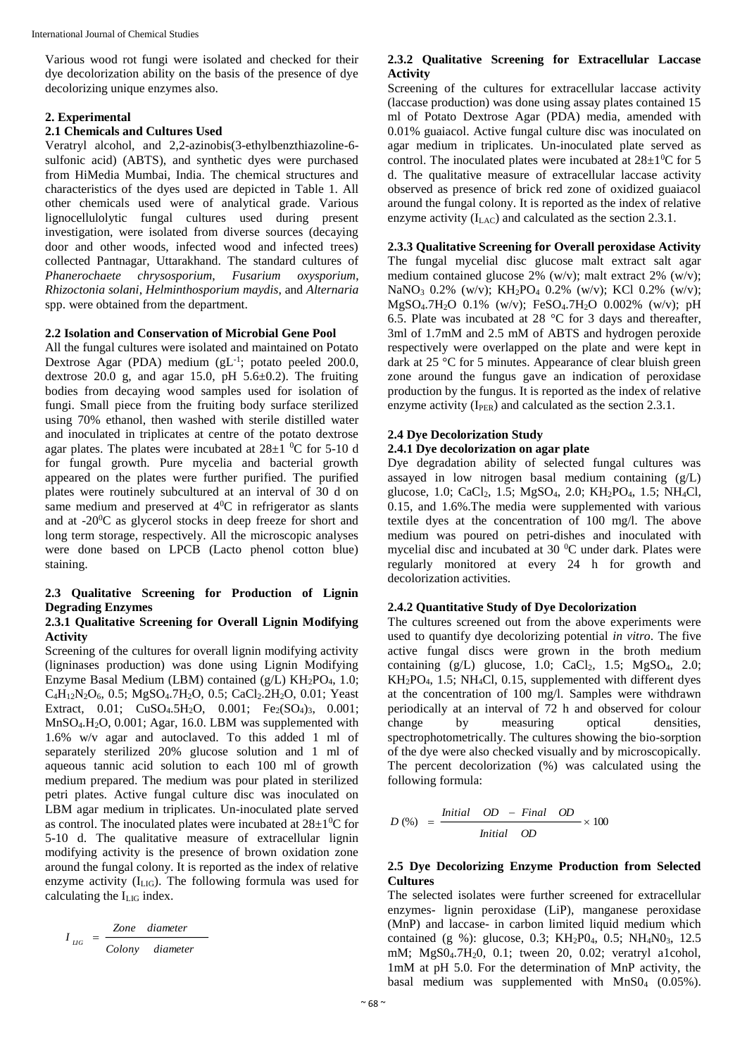Various wood rot fungi were isolated and checked for their dye decolorization ability on the basis of the presence of dye decolorizing unique enzymes also.

## 2. Experimental

### 2.1 Chemicals and Cultures Used

Veratryl alcohol, and 2,2-azinobis(3-ethylbenzthiazoline-6-sulfonic acid) (ABTS), and synthetic dyes were purchased from HiMedia Mumbai, India. The chemical structures and characteristics of the dyes used are depicted in Table 1. All other chemicals used were of analytical grade. Various lignocellulolytic fungal cultures used during present investigation, were isolated from diverse sources (decaying door and other woods, infected wood and infected trees) collected Pantnagar, Uttarakhand. The standard cultures of *Phanerochaete chrysosporium*, *Fusarium oxysporium*, *Rhizoctonia solani*, *Helminthosporium maydis*, and *Alternaria* spp. were obtained from the department.

### 2.2 Isolation and Conservation of Microbial Gene Pool

All the fungal cultures were isolated and maintained on Potato Dextrose Agar (PDA) medium ($gL^{-1}$; potato peeled 200.0, dextrose 20.0 g, and agar 15.0, pH 5.6±0.2). The fruiting bodies from decaying wood samples used for isolation of fungi. Small piece from the fruiting body surface sterilized using 70% ethanol, then washed with sterile distilled water and inoculated in triplicates at centre of the potato dextrose agar plates. The plates were incubated at 28±1 $^0$C for 5-10 d for fungal growth. Pure mycelia and bacterial growth appeared on the plates were further purified. The purified plates were routinely subcultured at an interval of 30 d on same medium and preserved at 4$^0$C in refrigerator as slants and at -20$^0$C as glycerol stocks in deep freeze for short and long term storage, respectively. All the microscopic analyses were done based on LPCB (Lacto phenol cotton blue) staining.

### 2.3 Qualitative Screening for Production of Lignin Degrading Enzymes

#### 2.3.1 Qualitative Screening for Overall Lignin Modifying Activity

Screening of the cultures for overall lignin modifying activity (ligninases production) was done using Lignin Modifying Enzyme Basal Medium (LBM) contained (g/L) $KH_2PO_4$, 1.0; $C_4H_{12}N_2O_6$, 0.5; $MgSO_4.7H_2O$, 0.5; $CaCl_2.2H_2O$, 0.01; Yeast Extract, 0.01; $CuSO_4.5H_2O$, 0.001; $Fe_2(SO_4)_3$, 0.001; $MnSO_4.H_2O$, 0.001; Agar, 16.0. LBM was supplemented with 1.6% w/v agar and autoclaved. To this added 1 ml of separately sterilized 20% glucose solution and 1 ml of aqueous tannic acid solution to each 100 ml of growth medium prepared. The medium was pour plated in sterilized petri plates. Active fungal culture disc was inoculated on LBM agar medium in triplicates. Un-inoculated plate served as control. The inoculated plates were incubated at 28±1$^0$C for 5-10 d. The qualitative measure of extracellular lignin modifying activity is the presence of brown oxidation zone around the fungal colony. It is reported as the index of relative enzyme activity ($I_{LIG}$). The following formula was used for calculating the $I_{LIG}$ index.

$$I_{LIG} = \frac{Zone \quad diameter}{Colony \quad diameter}$$

#### 2.3.2 Qualitative Screening for Extracellular Laccase Activity

Screening of the cultures for extracellular laccase activity (laccase production) was done using assay plates contained 15 ml of Potato Dextrose Agar (PDA) media, amended with 0.01% guaiacol. Active fungal culture disc was inoculated on agar medium in triplicates. Un-inoculated plate served as control. The inoculated plates were incubated at 28±1$^0$C for 5 d. The qualitative measure of extracellular laccase activity observed as presence of brick red zone of oxidized guaiacol around the fungal colony. It is reported as the index of relative enzyme activity ($I_{LAC}$) and calculated as the section 2.3.1.

#### 2.3.3 Qualitative Screening for Overall peroxidase Activity

The fungal mycelial disc glucose malt extract salt agar medium contained glucose 2% (w/v); malt extract 2% (w/v); $NaNO_3$ 0.2% (w/v); $KH_2PO_4$ 0.2% (w/v); KCl 0.2% (w/v); $MgSO_4.7H_2O$ 0.1% (w/v); $FeSO_4.7H_2O$ 0.002% (w/v); pH 6.5. Plate was incubated at 28 °C for 3 days and thereafter, 3ml of 1.7mM and 2.5 mM of ABTS and hydrogen peroxide respectively were overlapped on the plate and were kept in dark at 25 °C for 5 minutes. Appearance of clear bluish green zone around the fungus gave an indication of peroxidase production by the fungus. It is reported as the index of relative enzyme activity ($I_{PER}$) and calculated as the section 2.3.1.

### 2.4 Dye Decolorization Study

#### 2.4.1 Dye decolorization on agar plate

Dye degradation ability of selected fungal cultures was assayed in low nitrogen basal medium containing (g/L) glucose, 1.0; $CaCl_2$, 1.5; $MgSO_4$, 2.0; $KH_2PO_4$, 1.5; $NH_4Cl$, 0.15, and 1.6%.The media were supplemented with various textile dyes at the concentration of 100 mg/l. The above medium was poured on petri-dishes and inoculated with mycelial disc and incubated at 30 $^0$C under dark. Plates were regularly monitored at every 24 h for growth and decolorization activities.

#### 2.4.2 Quantitative Study of Dye Decolorization

The cultures screened out from the above experiments were used to quantify dye decolorizing potential *in vitro*. The five active fungal discs were grown in the broth medium containing (g/L) glucose, 1.0; $CaCl_2$, 1.5; $MgSO_4$, 2.0; $KH_2PO_4$, 1.5; $NH_4Cl$, 0.15, supplemented with different dyes at the concentration of 100 mg/l. Samples were withdrawn periodically at an interval of 72 h and observed for colour change by measuring optical densities, spectrophotometrically. The cultures showing the bio-sorption of the dye were also checked visually and by microscopically. The percent decolorization (%) was calculated using the following formula:

$$D(\%) = \frac{Initial \quad OD - Final \quad OD}{Initial \quad OD} \times 100$$

### 2.5 Dye Decolorizing Enzyme Production from Selected Cultures

The selected isolates were further screened for extracellular enzymes- lignin peroxidase (LiP), manganese peroxidase (MnP) and laccase- in carbon limited liquid medium which contained (g %): glucose, 0.3; $KH_2P0_4$, 0.5; $NH_4N0_3$, 12.5 mM; $MgS0_4.7H_20$, 0.1; tween 20, 0.02; veratryl a1cohol, 1mM at pH 5.0. For the determination of MnP activity, the basal medium was supplemented with $MnS0_4$ (0.05%).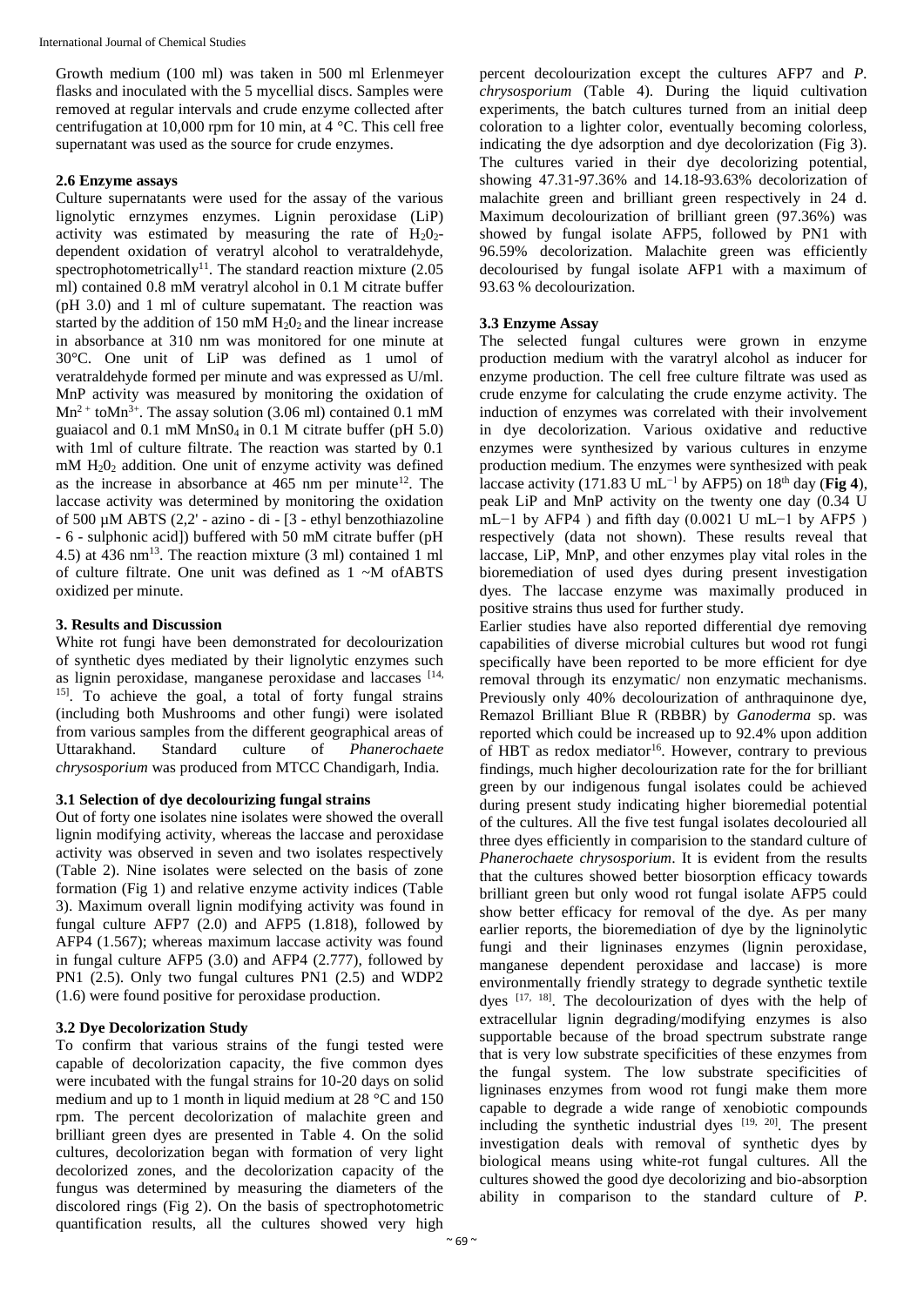Growth medium (100 ml) was taken in 500 ml Erlenmeyer flasks and inoculated with the 5 mycellial discs. Samples were removed at regular intervals and crude enzyme collected after centrifugation at 10,000 rpm for 10 min, at 4 °C. This cell free supernatant was used as the source for crude enzymes.

### 2.6 Enzyme assays

Culture supernatants were used for the assay of the various lignolytic ernzymes enzymes. Lignin peroxidase (LiP) activity was estimated by measuring the rate of $H_2O_2$-dependent oxidation of veratryl alcohol to veratraldehyde, spectrophotometrically[11]. The standard reaction mixture (2.05 ml) contained 0.8 mM veratryl alcohol in 0.1 M citrate buffer (pH 3.0) and 1 ml of culture supematant. The reaction was started by the addition of 150 mM $H_2O_2$ and the linear increase in absorbance at 310 nm was monitored for one minute at 30°C. One unit of LiP was defined as 1 umol of veratraldehyde formed per minute and was expressed as U/ml. MnP activity was measured by monitoring the oxidation of $Mn^{2+}$ to$Mn^{3+}$. The assay solution (3.06 ml) contained 0.1 mM guaiacol and 0.1 mM $MnSO_4$ in 0.1 M citrate buffer (pH 5.0) with 1ml of culture filtrate. The reaction was started by 0.1 mM $H_2O_2$ addition. One unit of enzyme activity was defined as the increase in absorbance at 465 nm per minute[12]. The laccase activity was determined by monitoring the oxidation of 500 µM ABTS (2,2' - azino - di - [3 - ethyl benzothiazoline - 6 - sulphonic acid]) buffered with 50 mM citrate buffer (pH 4.5) at 436 nm[13]. The reaction mixture (3 ml) contained 1 ml of culture filtrate. One unit was defined as 1 ~M ofABTS oxidized per minute.

## 3. Results and Discussion

White rot fungi have been demonstrated for decolourization of synthetic dyes mediated by their lignolytic enzymes such as lignin peroxidase, manganese peroxidase and laccases [14, 15]. To achieve the goal, a total of forty fungal strains (including both Mushrooms and other fungi) were isolated from various samples from the different geographical areas of Uttarakhand. Standard culture of *Phanerochaete chrysosporium* was produced from MTCC Chandigarh, India.

### 3.1 Selection of dye decolourizing fungal strains

Out of forty one isolates nine isolates were showed the overall lignin modifying activity, whereas the laccase and peroxidase activity was observed in seven and two isolates respectively (Table 2). Nine isolates were selected on the basis of zone formation (Fig 1) and relative enzyme activity indices (Table 3). Maximum overall lignin modifying activity was found in fungal culture AFP7 (2.0) and AFP5 (1.818), followed by AFP4 (1.567); whereas maximum laccase activity was found in fungal culture AFP5 (3.0) and AFP4 (2.777), followed by PN1 (2.5). Only two fungal cultures PN1 (2.5) and WDP2 (1.6) were found positive for peroxidase production.

### 3.2 Dye Decolorization Study

To confirm that various strains of the fungi tested were capable of decolorization capacity, the five common dyes were incubated with the fungal strains for 10-20 days on solid medium and up to 1 month in liquid medium at 28 °C and 150 rpm. The percent decolorization of malachite green and brilliant green dyes are presented in Table 4. On the solid cultures, decolorization began with formation of very light decolorized zones, and the decolorization capacity of the fungus was determined by measuring the diameters of the discolored rings (Fig 2). On the basis of spectrophotometric quantification results, all the cultures showed very high percent decolourization except the cultures AFP7 and *P. chrysosporium* (Table 4). During the liquid cultivation experiments, the batch cultures turned from an initial deep coloration to a lighter color, eventually becoming colorless, indicating the dye adsorption and dye decolorization (Fig 3). The cultures varied in their dye decolorizing potential, showing 47.31-97.36% and 14.18-93.63% decolorization of malachite green and brilliant green respectively in 24 d. Maximum decolourization of brilliant green (97.36%) was showed by fungal isolate AFP5, followed by PN1 with 96.59% decolorization. Malachite green was efficiently decolourised by fungal isolate AFP1 with a maximum of 93.63 % decolourization.

### 3.3 Enzyme Assay

The selected fungal cultures were grown in enzyme production medium with the varatryl alcohol as inducer for enzyme production. The cell free culture filtrate was used as crude enzyme for calculating the crude enzyme activity. The induction of enzymes was correlated with their involvement in dye decolorization. Various oxidative and reductive enzymes were synthesized by various cultures in enzyme production medium. The enzymes were synthesized with peak laccase activity (171.83 U $mL^{-1}$ by AFP5) on 18th day (**Fig 4**), peak LiP and MnP activity on the twenty one day (0.34 U $mL^{-1}$ by AFP4 ) and fifth day (0.0021 U $mL^{-1}$ by AFP5 ) respectively (data not shown). These results reveal that laccase, LiP, MnP, and other enzymes play vital roles in the bioremediation of used dyes during present investigation dyes. The laccase enzyme was maximally produced in positive strains thus used for further study.

Earlier studies have also reported differential dye removing capabilities of diverse microbial cultures but wood rot fungi specifically have been reported to be more efficient for dye removal through its enzymatic/ non enzymatic mechanisms. Previously only 40% decolourization of anthraquinone dye, Remazol Brilliant Blue R (RBBR) by *Ganoderma* sp. was reported which could be increased up to 92.4% upon addition of HBT as redox mediator[16]. However, contrary to previous findings, much higher decolourization rate for the for brilliant green by our indigenous fungal isolates could be achieved during present study indicating higher bioremedial potential of the cultures. All the five test fungal isolates decolouried all three dyes efficiently in comparision to the standard culture of *Phanerochaete chrysosporium*. It is evident from the results that the cultures showed better biosorption efficacy towards brilliant green but only wood rot fungal isolate AFP5 could show better efficacy for removal of the dye. As per many earlier reports, the bioremediation of dye by the ligninolytic fungi and their ligninases enzymes (lignin peroxidase, manganese dependent peroxidase and laccase) is more environmentally friendly strategy to degrade synthetic textile dyes [17, 18]. The decolourization of dyes with the help of extracellular lignin degrading/modifying enzymes is also supportable because of the broad spectrum substrate range that is very low substrate specificities of these enzymes from the fungal system. The low substrate specificities of ligninases enzymes from wood rot fungi make them more capable to degrade a wide range of xenobiotic compounds including the synthetic industrial dyes [19, 20]. The present investigation deals with removal of synthetic dyes by biological means using white-rot fungal cultures. All the cultures showed the good dye decolorizing and bio-absorption ability in comparison to the standard culture of *P.*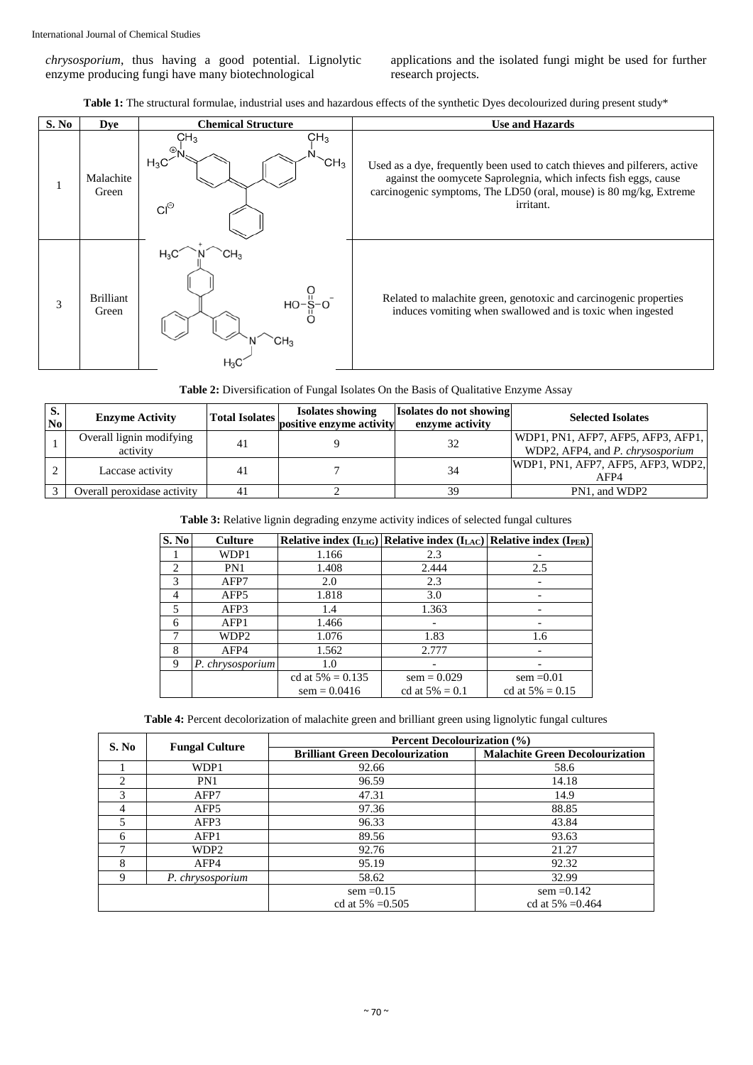*chrysosporium*, thus having a good potential. Lignolytic enzyme producing fungi have many biotechnological applications and the isolated fungi might be used for further research projects.

**Table 1:** The structural formulae, industrial uses and hazardous effects of the synthetic Dyes decolourized during present study*

| S. No | Dye | Chemical Structure | Use and Hazards |
|---|---|---|---|
| 1 | Malachite Green | | Used as a dye, frequently been used to catch thieves and pilferers, active against the oomycete Saprolegnia, which infects fish eggs, cause carcinogenic symptoms, The LD50 (oral, mouse) is 80 mg/kg, Extreme irritant. |
| 3 | Brilliant Green | | Related to malachite green, genotoxic and carcinogenic properties induces vomiting when swallowed and is toxic when ingested |

**Table 2:** Diversification of Fungal Isolates On the Basis of Qualitative Enzyme Assay

| S. No | Enzyme Activity | Total Isolates | Isolates showing positive enzyme activity | Isolates do not showing enzyme activity | Selected Isolates |
|---|---|---|---|---|---|
| 1 | Overall lignin modifying activity | 41 | 9 | 32 | WDP1, PN1, AFP7, AFP5, AFP3, AFP1, WDP2, AFP4, and *P. chrysosporium* |
| 2 | Laccase activity | 41 | 7 | 34 | WDP1, PN1, AFP7, AFP5, AFP3, WDP2, AFP4 |
| 3 | Overall peroxidase activity | 41 | 2 | 39 | PN1, and WDP2 |

**Table 3:** Relative lignin degrading enzyme activity indices of selected fungal cultures

| S. No | Culture | Relative index ($I_{LIG}$) | Relative index ($I_{LAC}$) | Relative index ($I_{PER}$) |
|---|---|---|---|---|
| 1 | WDP1 | 1.166 | 2.3 | - |
| 2 | PN1 | 1.408 | 2.444 | 2.5 |
| 3 | AFP7 | 2.0 | 2.3 | - |
| 4 | AFP5 | 1.818 | 3.0 | - |
| 5 | AFP3 | 1.4 | 1.363 | - |
| 6 | AFP1 | 1.466 | - | - |
| 7 | WDP2 | 1.076 | 1.83 | 1.6 |
| 8 | AFP4 | 1.562 | 2.777 | - |
| 9 | *P. chrysosporium* | 1.0 | - | - |
| | | cd at 5% = 0.135<br>sem = 0.0416 | sem = 0.029<br>cd at 5% = 0.1 | sem =0.01<br>cd at 5% = 0.15 |

**Table 4:** Percent decolorization of malachite green and brilliant green using lignolytic fungal cultures

| S. No | Fungal Culture | Percent Decolourization (%) | |
|---|---|---|---|
| | | Brilliant Green Decolourization | Malachite Green Decolourization |
| 1 | WDP1 | 92.66 | 58.6 |
| 2 | PN1 | 96.59 | 14.18 |
| 3 | AFP7 | 47.31 | 14.9 |
| 4 | AFP5 | 97.36 | 88.85 |
| 5 | AFP3 | 96.33 | 43.84 |
| 6 | AFP1 | 89.56 | 93.63 |
| 7 | WDP2 | 92.76 | 21.27 |
| 8 | AFP4 | 95.19 | 92.32 |
| 9 | *P. chrysosporium* | 58.62 | 32.99 |
| | | sem =0.15<br>cd at 5% =0.505 | sem =0.142<br>cd at 5% =0.464 |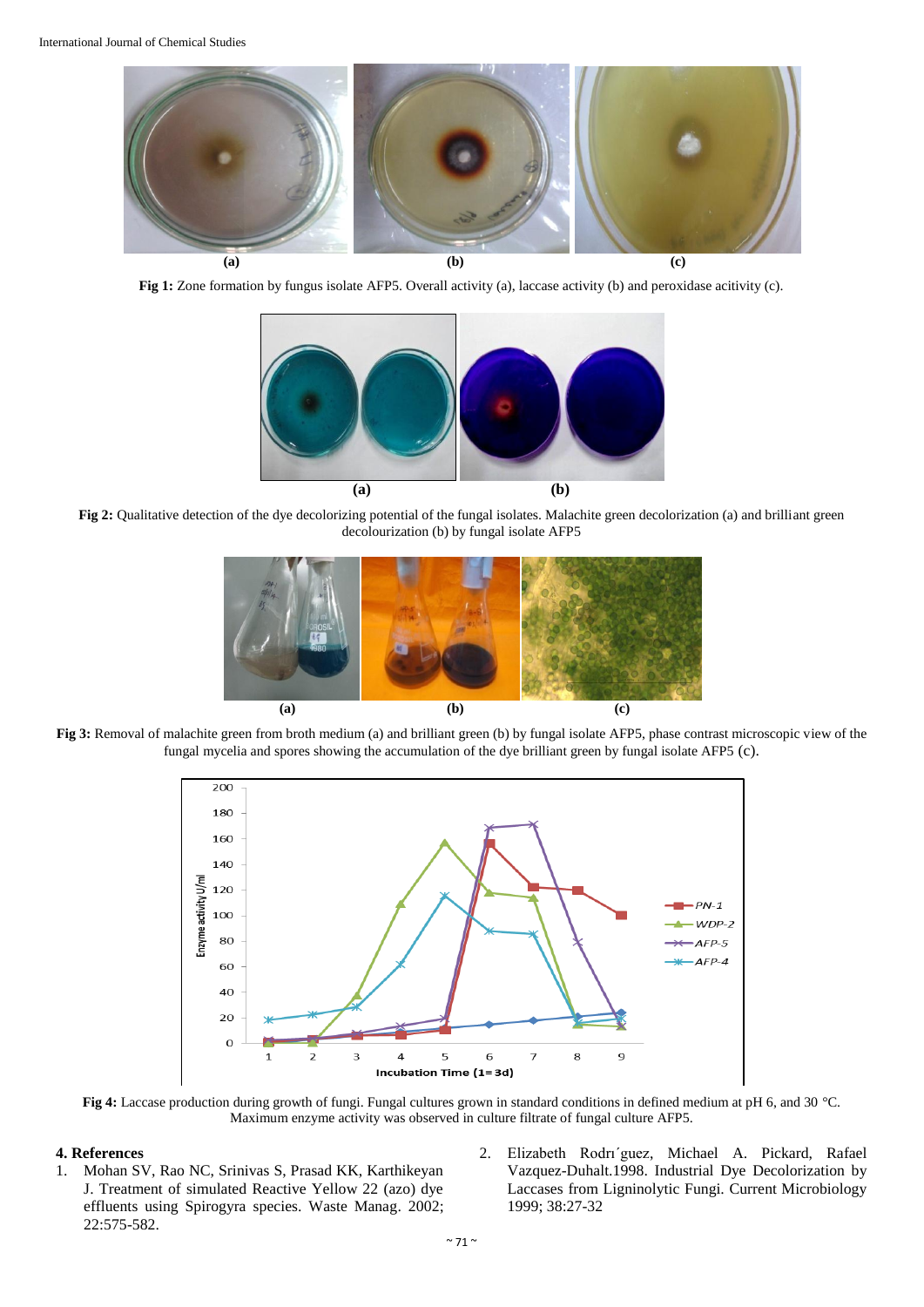Fig 1: Zone formation by fungus isolate AFP5. Overall activity (a), laccase activity (b) and peroxidase acitivity (c).

**Fig 2:** Qualitative detection of the dye decolorizing potential of the fungal isolates. Malachite green decolorization (a) and brilliant green decolourization (b) by fungal isolate AFP5

**Fig 3:** Removal of malachite green from broth medium (a) and brilliant green (b) by fungal isolate AFP5, phase contrast microscopic view of the fungal mycelia and spores showing the accumulation of the dye brilliant green by fungal isolate AFP5 (c).

**Fig 4:** Laccase production during growth of fungi. Fungal cultures grown in standard conditions in defined medium at pH 6, and 30 °C. Maximum enzyme activity was observed in culture filtrate of fungal culture AFP5.

## 4. References

1. Mohan SV, Rao NC, Srinivas S, Prasad KK, Karthikeyan J. Treatment of simulated Reactive Yellow 22 (azo) dye effluents using Spirogyra species. Waste Manag. 2002; 22:575-582.
2. Elizabeth Rodrı´guez, Michael A. Pickard, Rafael Vazquez-Duhalt.1998. Industrial Dye Decolorization by Laccases from Ligninolytic Fungi. Current Microbiology 1999; 38:27-32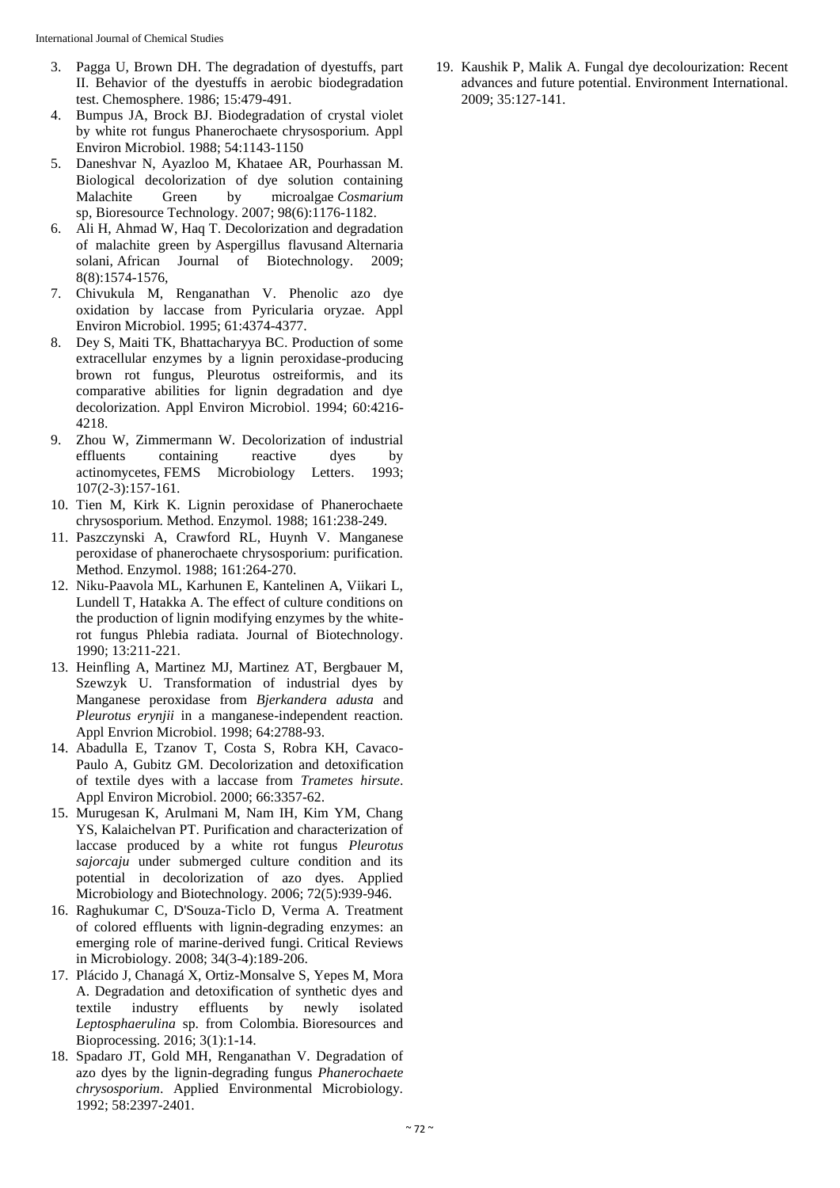3. Pagga U, Brown DH. The degradation of dyestuffs, part II. Behavior of the dyestuffs in aerobic biodegradation test. Chemosphere. 1986; 15:479-491.
4. Bumpus JA, Brock BJ. Biodegradation of crystal violet by white rot fungus Phanerochaete chrysosporium. Appl Environ Microbiol. 1988; 54:1143-1150
5. Daneshvar N, Ayazloo M, Khataee AR, Pourhassan M. Biological decolorization of dye solution containing Malachite Green by microalgae *Cosmarium* sp, Bioresource Technology. 2007; 98(6):1176-1182.
6. Ali H, Ahmad W, Haq T. Decolorization and degradation of malachite green by Aspergillus flavusand Alternaria solani, African Journal of Biotechnology. 2009; 8(8):1574-1576,
7. Chivukula M, Renganathan V. Phenolic azo dye oxidation by laccase from Pyricularia oryzae. Appl Environ Microbiol. 1995; 61:4374-4377.
8. Dey S, Maiti TK, Bhattacharyya BC. Production of some extracellular enzymes by a lignin peroxidase-producing brown rot fungus, Pleurotus ostreiformis, and its comparative abilities for lignin degradation and dye decolorization. Appl Environ Microbiol. 1994; 60:4216-4218.
9. Zhou W, Zimmermann W. Decolorization of industrial effluents containing reactive dyes by actinomycetes, FEMS Microbiology Letters. 1993; 107(2-3):157-161.
10. Tien M, Kirk K. Lignin peroxidase of Phanerochaete chrysosporium. Method. Enzymol. 1988; 161:238-249.
11. Paszczynski A, Crawford RL, Huynh V. Manganese peroxidase of phanerochaete chrysosporium: purification. Method. Enzymol. 1988; 161:264-270.
12. Niku-Paavola ML, Karhunen E, Kantelinen A, Viikari L, Lundell T, Hatakka A. The effect of culture conditions on the production of lignin modifying enzymes by the white-rot fungus Phlebia radiata. Journal of Biotechnology. 1990; 13:211-221.
13. Heinfling A, Martinez MJ, Martinez AT, Bergbauer M, Szewzyk U. Transformation of industrial dyes by Manganese peroxidase from *Bjerkandera adusta* and *Pleurotus erynjii* in a manganese-independent reaction. Appl Envrion Microbiol. 1998; 64:2788-93.
14. Abadulla E, Tzanov T, Costa S, Robra KH, Cavaco-Paulo A, Gubitz GM. Decolorization and detoxification of textile dyes with a laccase from *Trametes hirsute*. Appl Environ Microbiol. 2000; 66:3357-62.
15. Murugesan K, Arulmani M, Nam IH, Kim YM, Chang YS, Kalaichelvan PT. Purification and characterization of laccase produced by a white rot fungus *Pleurotus sajorcaju* under submerged culture condition and its potential in decolorization of azo dyes. Applied Microbiology and Biotechnology. 2006; 72(5):939-946.
16. Raghukumar C, D'Souza-Ticlo D, Verma A. Treatment of colored effluents with lignin-degrading enzymes: an emerging role of marine-derived fungi. Critical Reviews in Microbiology. 2008; 34(3-4):189-206.
17. Plácido J, Chanagá X, Ortiz-Monsalve S, Yepes M, Mora A. Degradation and detoxification of synthetic dyes and textile industry effluents by newly isolated *Leptosphaerulina* sp. from Colombia. Bioresources and Bioprocessing. 2016; 3(1):1-14.
18. Spadaro JT, Gold MH, Renganathan V. Degradation of azo dyes by the lignin-degrading fungus *Phanerochaete chrysosporium*. Applied Environmental Microbiology. 1992; 58:2397-2401.
19. Kaushik P, Malik A. Fungal dye decolourization: Recent advances and future potential. Environment International. 2009; 35:127-141.